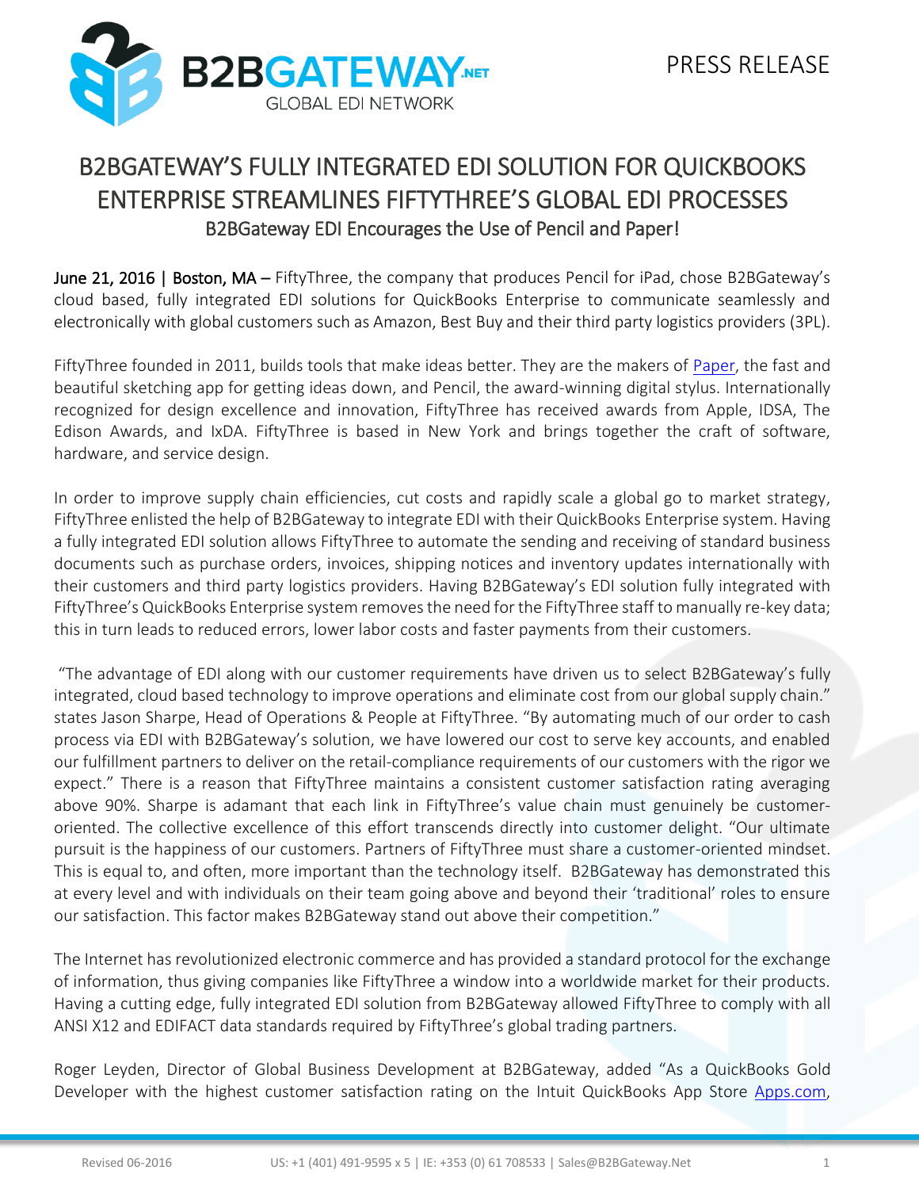PRESS RELEASE

# B2BGATEWAY'S FULLY INTEGRATED EDI SOLUTION FOR QUICKBOOKS ENTERPRISE STREAMLINES FIFTYTHREE'S GLOBAL EDI PROCESSES

## B2BGateway EDI Encourages the Use of Pencil and Paper!

June 21, 2016 | Boston, MA – FiftyThree, the company that produces Pencil for iPad, chose B2BGateway's cloud based, fully integrated EDI solutions for QuickBooks Enterprise to communicate seamlessly and electronically with global customers such as Amazon, Best Buy and their third party logistics providers (3PL).

FiftyThree founded in 2011, builds tools that make ideas better. They are the makers of [Paper](), the fast and beautiful sketching app for getting ideas down, and Pencil, the award-winning digital stylus. Internationally recognized for design excellence and innovation, FiftyThree has received awards from Apple, IDSA, The Edison Awards, and IxDA. FiftyThree is based in New York and brings together the craft of software, hardware, and service design.

In order to improve supply chain efficiencies, cut costs and rapidly scale a global go to market strategy, FiftyThree enlisted the help of B2BGateway to integrate EDI with their QuickBooks Enterprise system. Having a fully integrated EDI solution allows FiftyThree to automate the sending and receiving of standard business documents such as purchase orders, invoices, shipping notices and inventory updates internationally with their customers and third party logistics providers. Having B2BGateway's EDI solution fully integrated with FiftyThree's QuickBooks Enterprise system removes the need for the FiftyThree staff to manually re-key data; this in turn leads to reduced errors, lower labor costs and faster payments from their customers.

"The advantage of EDI along with our customer requirements have driven us to select B2BGateway's fully integrated, cloud based technology to improve operations and eliminate cost from our global supply chain." states Jason Sharpe, Head of Operations & People at FiftyThree. "By automating much of our order to cash process via EDI with B2BGateway's solution, we have lowered our cost to serve key accounts, and enabled our fulfillment partners to deliver on the retail-compliance requirements of our customers with the rigor we expect." There is a reason that FiftyThree maintains a consistent customer satisfaction rating averaging above 90%. Sharpe is adamant that each link in FiftyThree's value chain must genuinely be customer-oriented. The collective excellence of this effort transcends directly into customer delight. "Our ultimate pursuit is the happiness of our customers. Partners of FiftyThree must share a customer-oriented mindset. This is equal to, and often, more important than the technology itself. B2BGateway has demonstrated this at every level and with individuals on their team going above and beyond their 'traditional' roles to ensure our satisfaction. This factor makes B2BGateway stand out above their competition."

The Internet has revolutionized electronic commerce and has provided a standard protocol for the exchange of information, thus giving companies like FiftyThree a window into a worldwide market for their products. Having a cutting edge, fully integrated EDI solution from B2BGateway allowed FiftyThree to comply with all ANSI X12 and EDIFACT data standards required by FiftyThree's global trading partners.

Roger Leyden, Director of Global Business Development at B2BGateway, added "As a QuickBooks Gold Developer with the highest customer satisfaction rating on the Intuit QuickBooks App Store [Apps.com](),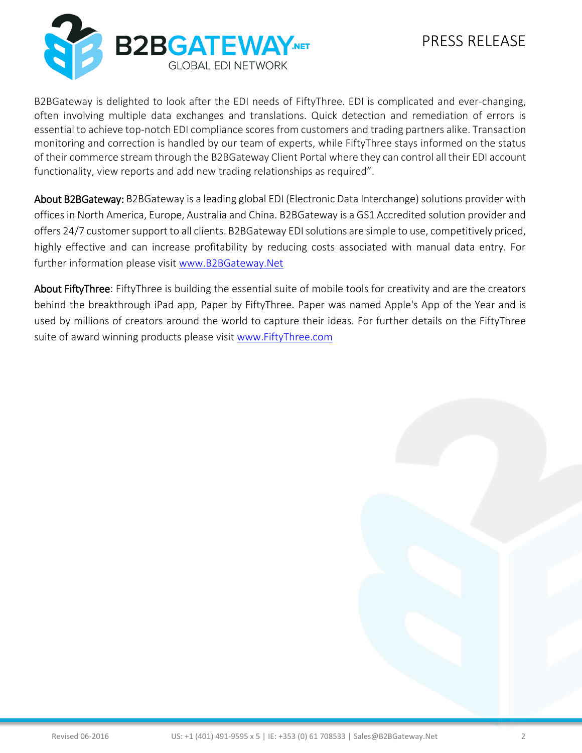B2BGateway is delighted to look after the EDI needs of FiftyThree. EDI is complicated and ever-changing, often involving multiple data exchanges and translations. Quick detection and remediation of errors is essential to achieve top-notch EDI compliance scores from customers and trading partners alike. Transaction monitoring and correction is handled by our team of experts, while FiftyThree stays informed on the status of their commerce stream through the B2BGateway Client Portal where they can control all their EDI account functionality, view reports and add new trading relationships as required".

**About B2BGateway:** B2BGateway is a leading global EDI (Electronic Data Interchange) solutions provider with offices in North America, Europe, Australia and China. B2BGateway is a GS1 Accredited solution provider and offers 24/7 customer support to all clients. B2BGateway EDI solutions are simple to use, competitively priced, highly effective and can increase profitability by reducing costs associated with manual data entry. For further information please visit www.B2BGateway.Net

**About FiftyThree**: FiftyThree is building the essential suite of mobile tools for creativity and are the creators behind the breakthrough iPad app, Paper by FiftyThree. Paper was named Apple's App of the Year and is used by millions of creators around the world to capture their ideas. For further details on the FiftyThree suite of award winning products please visit www.FiftyThree.com